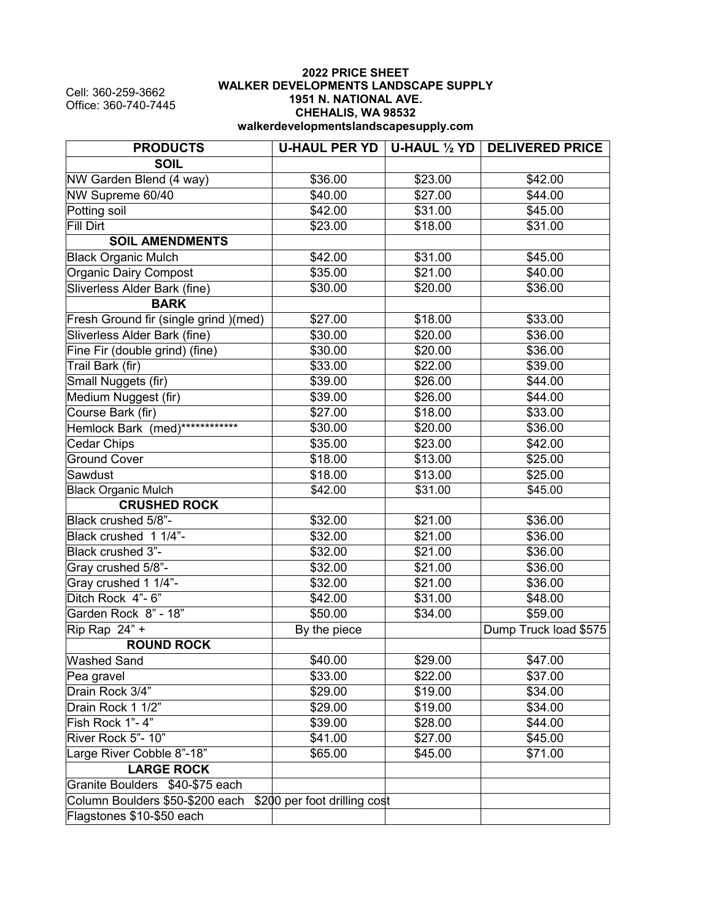Cell: 360-259-3662
Office: 360-740-7445

**2022 PRICE SHEET**
**WALKER DEVELOPMENTS LANDSCAPE SUPPLY**
**1951 N. NATIONAL AVE.**
**CHEHALIS, WA 98532**
**walkerdevelopmentslandscapesupply.com**

| PRODUCTS | U-HAUL PER YD | U-HAUL ½ YD | DELIVERED PRICE |
|---|---|---|---|
| **SOIL** | | | |
| NW Garden Blend (4 way) | $36.00 | $23.00 | $42.00 |
| NW Supreme 60/40 | $40.00 | $27.00 | $44.00 |
| Potting soil | $42.00 | $31.00 | $45.00 |
| Fill Dirt | $23.00 | $18.00 | $31.00 |
| **SOIL AMENDMENTS** | | | |
| Black Organic Mulch | $42.00 | $31.00 | $45.00 |
| Organic Dairy Compost | $35.00 | $21.00 | $40.00 |
| Sliverless Alder Bark (fine) | $30.00 | $20.00 | $36.00 |
| **BARK** | | | |
| Fresh Ground fir (single grind )(med) | $27.00 | $18.00 | $33.00 |
| Sliverless Alder Bark (fine) | $30.00 | $20.00 | $36.00 |
| Fine Fir (double grind) (fine) | $30.00 | $20.00 | $36.00 |
| Trail Bark (fir) | $33.00 | $22.00 | $39.00 |
| Small Nuggets (fir) | $39.00 | $26.00 | $44.00 |
| Medium Nuggest (fir) | $39.00 | $26.00 | $44.00 |
| Course Bark (fir) | $27.00 | $18.00 | $33.00 |
| Hemlock Bark (med)************* | $30.00 | $20.00 | $36.00 |
| Cedar Chips | $35.00 | $23.00 | $42.00 |
| Ground Cover | $18.00 | $13.00 | $25.00 |
| Sawdust | $18.00 | $13.00 | $25.00 |
| Black Organic Mulch | $42.00 | $31.00 | $45.00 |
| **CRUSHED ROCK** | | | |
| Black crushed 5/8"- | $32.00 | $21.00 | $36.00 |
| Black crushed 1 1/4"- | $32.00 | $21.00 | $36.00 |
| Black crushed 3"- | $32.00 | $21.00 | $36.00 |
| Gray crushed 5/8"- | $32.00 | $21.00 | $36.00 |
| Gray crushed 1 1/4"- | $32.00 | $21.00 | $36.00 |
| Ditch Rock 4"- 6" | $42.00 | $31.00 | $48.00 |
| Garden Rock 8" - 18" | $50.00 | $34.00 | $59.00 |
| Rip Rap 24" + | By the piece | | Dump Truck load $575 |
| **ROUND ROCK** | | | |
| Washed Sand | $40.00 | $29.00 | $47.00 |
| Pea gravel | $33.00 | $22.00 | $37.00 |
| Drain Rock 3/4" | $29.00 | $19.00 | $34.00 |
| Drain Rock 1 1/2" | $29.00 | $19.00 | $34.00 |
| Fish Rock 1"- 4" | $39.00 | $28.00 | $44.00 |
| River Rock 5"- 10" | $41.00 | $27.00 | $45.00 |
| Large River Cobble 8"-18" | $65.00 | $45.00 | $71.00 |
| **LARGE ROCK** | | | |
| Granite Boulders $40-$75 each | | | |
| Column Boulders $50-$200 each | $200 per foot drilling cost | | |
| Flagstones $10-$50 each | | | |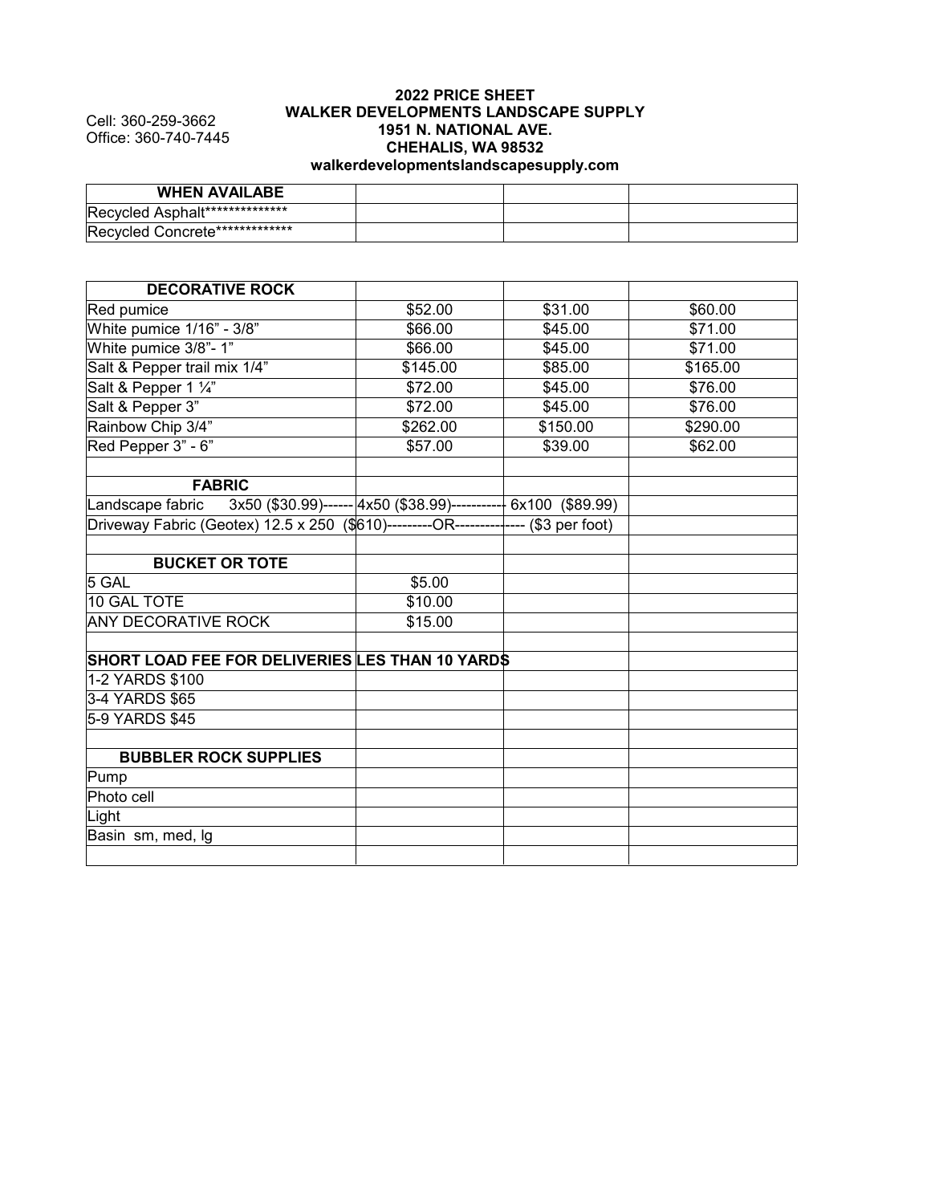Cell: 360-259-3662
Office: 360-740-7445

**2022 PRICE SHEET**
**WALKER DEVELOPMENTS LANDSCAPE SUPPLY**
**1951 N. NATIONAL AVE.**
**CHEHALIS, WA 98532**
**walkerdevelopmentslandscapesupply.com**

| **WHEN AVAILABE** | | | |
|---|---|---|---|
| Recycled Asphalt************** | | | |
| Recycled Concrete************* | | | |

| **DECORATIVE ROCK** | | | |
|---|---|---|---|
| Red pumice | $52.00 | $31.00 | $60.00 |
| White pumice 1/16" - 3/8" | $66.00 | $45.00 | $71.00 |
| White pumice 3/8"- 1" | $66.00 | $45.00 | $71.00 |
| Salt & Pepper trail mix 1/4" | $145.00 | $85.00 | $165.00 |
| Salt & Pepper 1 ¼" | $72.00 | $45.00 | $76.00 |
| Salt & Pepper 3" | $72.00 | $45.00 | $76.00 |
| Rainbow Chip 3/4" | $262.00 | $150.00 | $290.00 |
| Red Pepper 3" - 6" | $57.00 | $39.00 | $62.00 |
| | | | |
| **FABRIC** | | | |
| Landscape fabric 3x50 ($30.99)------ | 4x50 ($38.99)----------- | 6x100 ($89.99) | |
| Driveway Fabric (Geotex) 12.5 x 250 | ($610)---------OR-------------- | ($3 per foot) | |
| | | | |
| **BUCKET OR TOTE** | | | |
| 5 GAL | $5.00 | | |
| 10 GAL TOTE | $10.00 | | |
| ANY DECORATIVE ROCK | $15.00 | | |
| | | | |
| **SHORT LOAD FEE FOR DELIVERIES LES THAN 10 YARDS** | | | |
| 1-2 YARDS $100 | | | |
| 3-4 YARDS $65 | | | |
| 5-9 YARDS $45 | | | |
| | | | |
| **BUBBLER ROCK SUPPLIES** | | | |
| Pump | | | |
| Photo cell | | | |
| Light | | | |
| Basin sm, med, lg | | | |
| | | | |